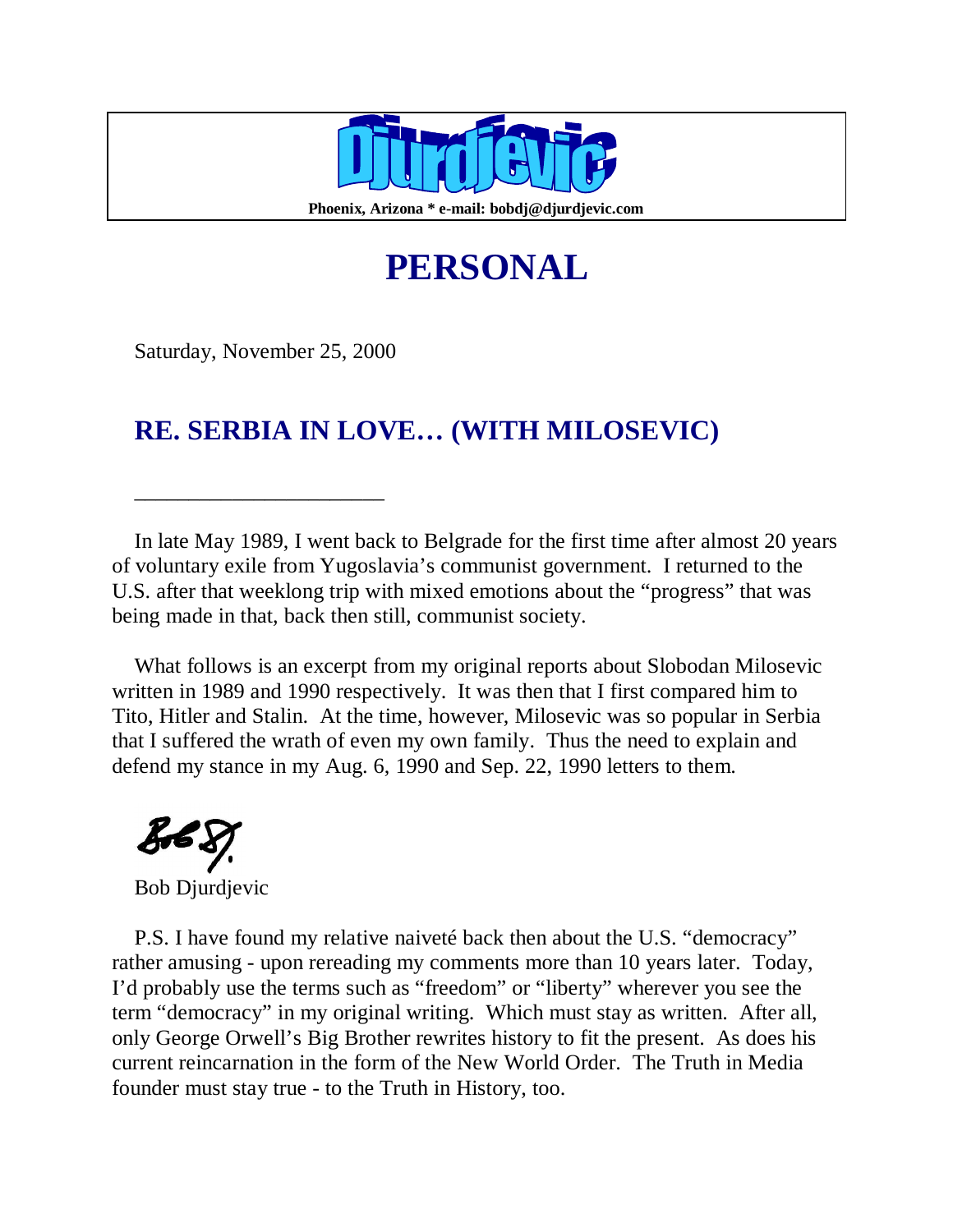# Djurdjevic

**Phoenix, Arizona * e-mail: bobdj@djurdjevic.com**

# PERSONAL

Saturday, November 25, 2000

## RE. SERBIA IN LOVE… (WITH MILOSEVIC)

______________________

In late May 1989, I went back to Belgrade for the first time after almost 20 years of voluntary exile from Yugoslavia's communist government. I returned to the U.S. after that weeklong trip with mixed emotions about the "progress" that was being made in that, back then still, communist society.

What follows is an excerpt from my original reports about Slobodan Milosevic written in 1989 and 1990 respectively. It was then that I first compared him to Tito, Hitler and Stalin. At the time, however, Milosevic was so popular in Serbia that I suffered the wrath of even my own family. Thus the need to explain and defend my stance in my Aug. 6, 1990 and Sep. 22, 1990 letters to them.

Bob D.

Bob Djurdjevic

P.S. I have found my relative naiveté back then about the U.S. "democracy" rather amusing - upon rereading my comments more than 10 years later. Today, I'd probably use the terms such as "freedom" or "liberty" wherever you see the term "democracy" in my original writing. Which must stay as written. After all, only George Orwell's Big Brother rewrites history to fit the present. As does his current reincarnation in the form of the New World Order. The Truth in Media founder must stay true - to the Truth in History, too.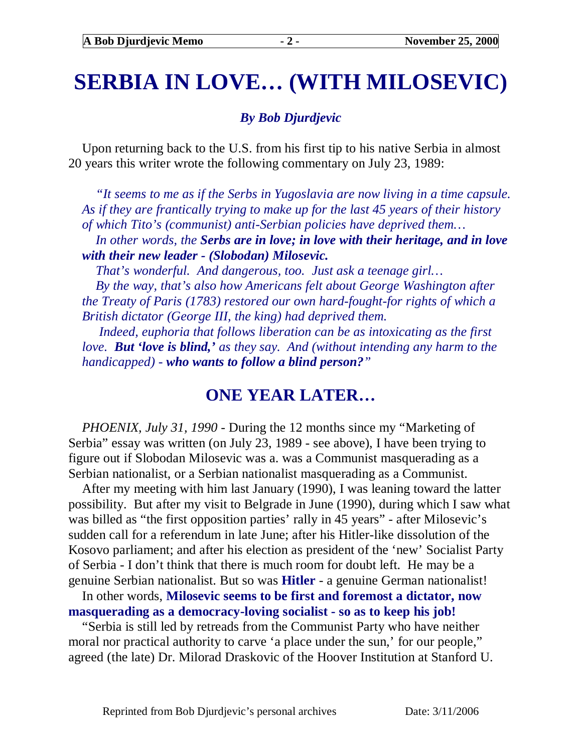# SERBIA IN LOVE… (WITH MILOSEVIC)

***By Bob Djurdjevic***

Upon returning back to the U.S. from his first tip to his native Serbia in almost 20 years this writer wrote the following commentary on July 23, 1989:

*"It seems to me as if the Serbs in Yugoslavia are now living in a time capsule. As if they are frantically trying to make up for the last 45 years of their history of which Tito's (communist) anti-Serbian policies have deprived them…*

*In other words, the **Serbs are in love; in love with their heritage, and in love with their new leader - (Slobodan) Milosevic.***

*That's wonderful. And dangerous, too. Just ask a teenage girl…*

*By the way, that's also how Americans felt about George Washington after the Treaty of Paris (1783) restored our own hard-fought-for rights of which a British dictator (George III, the king) had deprived them.*

*Indeed, euphoria that follows liberation can be as intoxicating as the first love. **But 'love is blind,'** as they say. And (without intending any harm to the handicapped) - **who wants to follow a blind person?**"*

## ONE YEAR LATER…

*PHOENIX, July 31, 1990* - During the 12 months since my "Marketing of Serbia" essay was written (on July 23, 1989 - see above), I have been trying to figure out if Slobodan Milosevic was a. was a Communist masquerading as a Serbian nationalist, or a Serbian nationalist masquerading as a Communist.

After my meeting with him last January (1990), I was leaning toward the latter possibility. But after my visit to Belgrade in June (1990), during which I saw what was billed as "the first opposition parties' rally in 45 years" - after Milosevic's sudden call for a referendum in late June; after his Hitler-like dissolution of the Kosovo parliament; and after his election as president of the 'new' Socialist Party of Serbia - I don't think that there is much room for doubt left. He may be a genuine Serbian nationalist. But so was **Hitler** - a genuine German nationalist!

In other words, **Milosevic seems to be first and foremost a dictator, now masquerading as a democracy-loving socialist - so as to keep his job!**

"Serbia is still led by retreads from the Communist Party who have neither moral nor practical authority to carve 'a place under the sun,' for our people," agreed (the late) Dr. Milorad Draskovic of the Hoover Institution at Stanford U.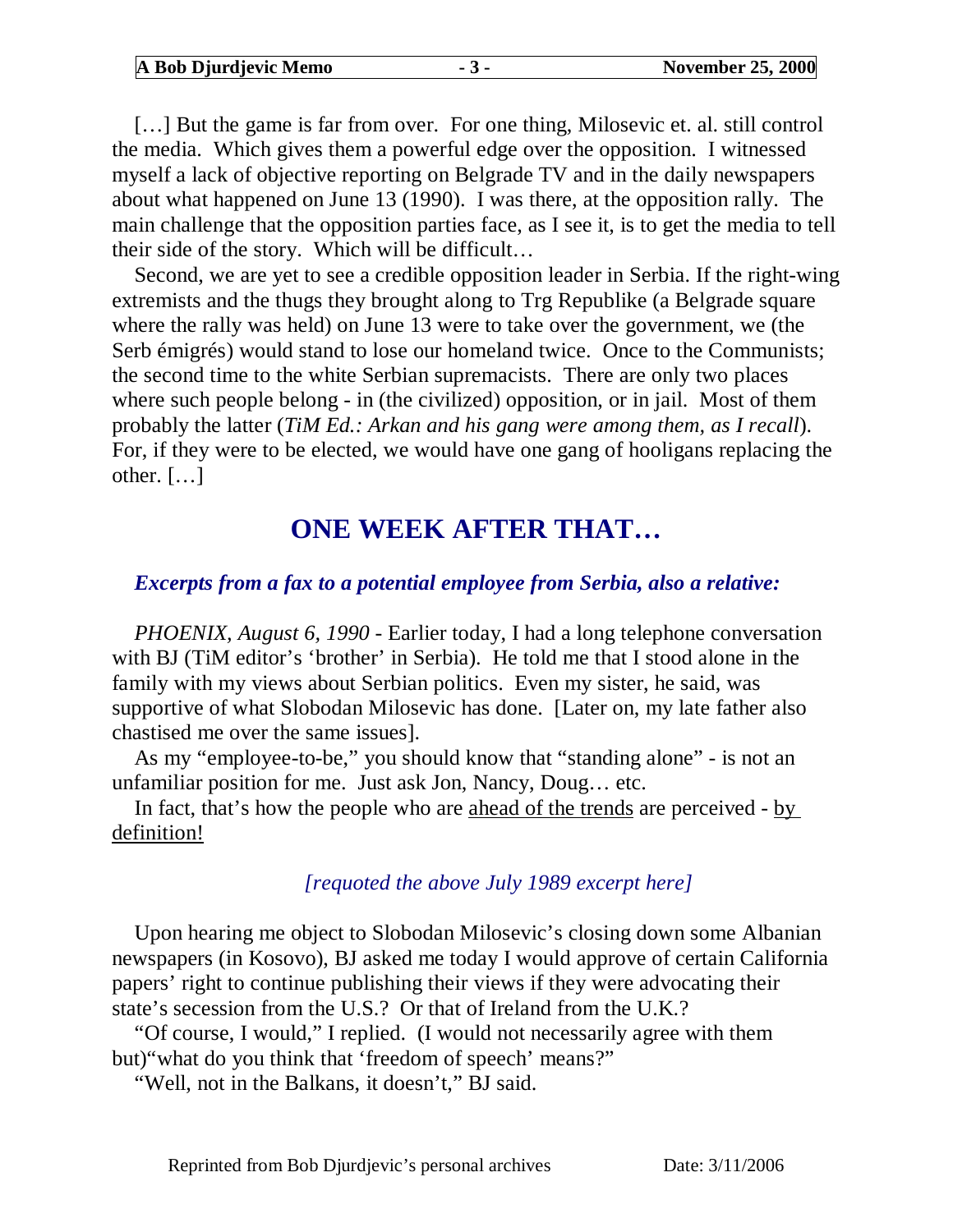[…] But the game is far from over. For one thing, Milosevic et. al. still control the media. Which gives them a powerful edge over the opposition. I witnessed myself a lack of objective reporting on Belgrade TV and in the daily newspapers about what happened on June 13 (1990). I was there, at the opposition rally. The main challenge that the opposition parties face, as I see it, is to get the media to tell their side of the story. Which will be difficult…

Second, we are yet to see a credible opposition leader in Serbia. If the right-wing extremists and the thugs they brought along to Trg Republike (a Belgrade square where the rally was held) on June 13 were to take over the government, we (the Serb émigrés) would stand to lose our homeland twice. Once to the Communists; the second time to the white Serbian supremacists. There are only two places where such people belong - in (the civilized) opposition, or in jail. Most of them probably the latter (*TiM Ed.: Arkan and his gang were among them, as I recall*). For, if they were to be elected, we would have one gang of hooligans replacing the other. […]

## ONE WEEK AFTER THAT…

***Excerpts from a fax to a potential employee from Serbia, also a relative:***

*PHOENIX, August 6, 1990* - Earlier today, I had a long telephone conversation with BJ (TiM editor's 'brother' in Serbia). He told me that I stood alone in the family with my views about Serbian politics. Even my sister, he said, was supportive of what Slobodan Milosevic has done. [Later on, my late father also chastised me over the same issues].

As my "employee-to-be," you should know that "standing alone" - is not an unfamiliar position for me. Just ask Jon, Nancy, Doug… etc.

In fact, that's how the people who are <u>ahead of the trends</u> are perceived - <u>by definition!</u>

*[requoted the above July 1989 excerpt here]*

Upon hearing me object to Slobodan Milosevic's closing down some Albanian newspapers (in Kosovo), BJ asked me today I would approve of certain California papers' right to continue publishing their views if they were advocating their state's secession from the U.S.? Or that of Ireland from the U.K.?

"Of course, I would," I replied. (I would not necessarily agree with them but)"what do you think that 'freedom of speech' means?"

"Well, not in the Balkans, it doesn't," BJ said.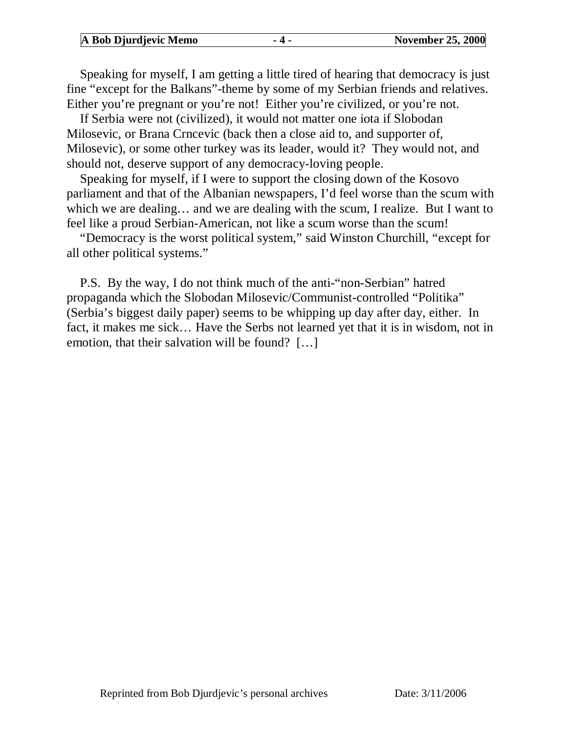Speaking for myself, I am getting a little tired of hearing that democracy is just fine "except for the Balkans"-theme by some of my Serbian friends and relatives. Either you're pregnant or you're not! Either you're civilized, or you're not.

If Serbia were not (civilized), it would not matter one iota if Slobodan Milosevic, or Brana Crncevic (back then a close aid to, and supporter of, Milosevic), or some other turkey was its leader, would it? They would not, and should not, deserve support of any democracy-loving people.

Speaking for myself, if I were to support the closing down of the Kosovo parliament and that of the Albanian newspapers, I'd feel worse than the scum with which we are dealing… and we are dealing with the scum, I realize. But I want to feel like a proud Serbian-American, not like a scum worse than the scum!

"Democracy is the worst political system," said Winston Churchill, "except for all other political systems."

P.S. By the way, I do not think much of the anti-"non-Serbian" hatred propaganda which the Slobodan Milosevic/Communist-controlled "Politika" (Serbia's biggest daily paper) seems to be whipping up day after day, either. In fact, it makes me sick… Have the Serbs not learned yet that it is in wisdom, not in emotion, that their salvation will be found? […]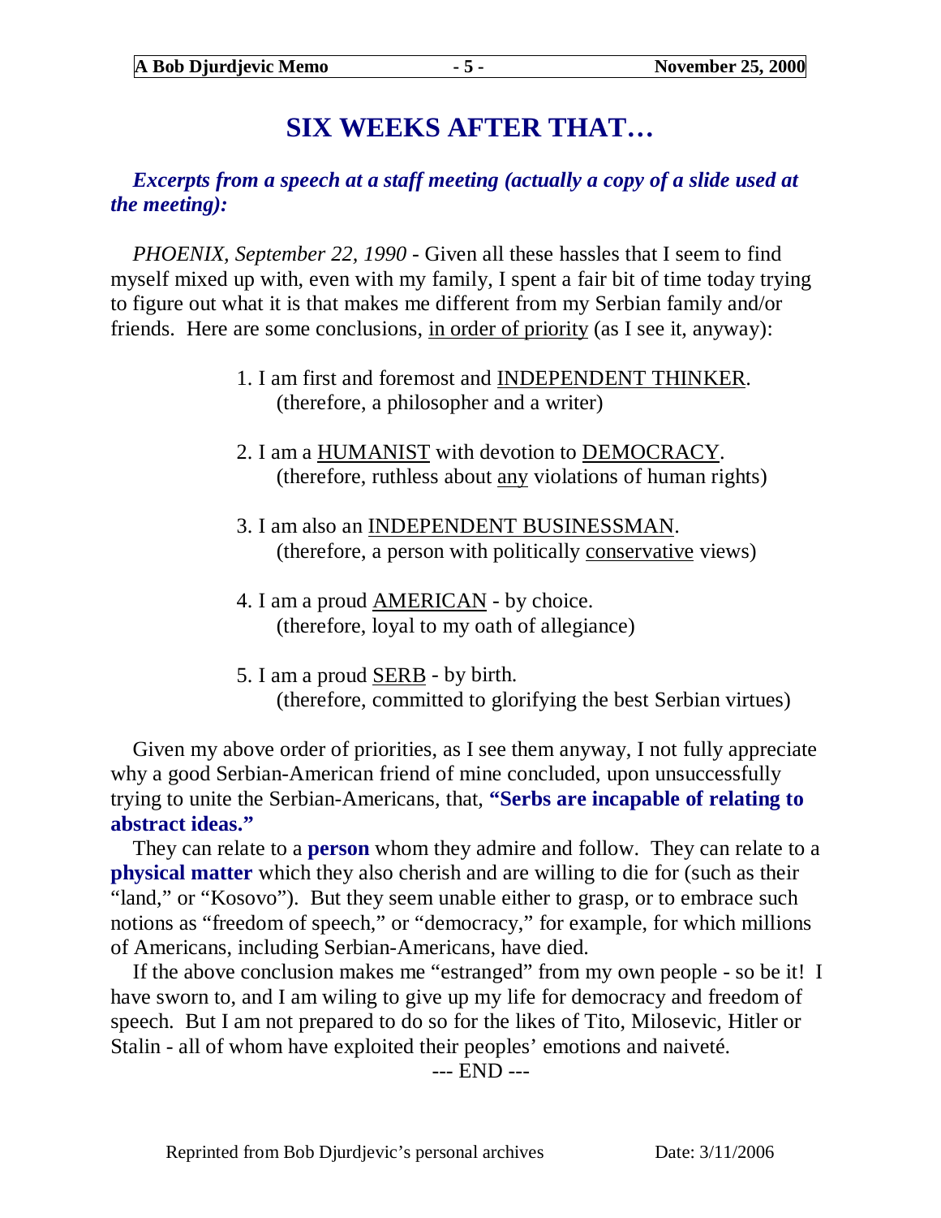# SIX WEEKS AFTER THAT…

***Excerpts from a speech at a staff meeting (actually a copy of a slide used at the meeting):***

*PHOENIX, September 22, 1990* - Given all these hassles that I seem to find myself mixed up with, even with my family, I spent a fair bit of time today trying to figure out what it is that makes me different from my Serbian family and/or friends. Here are some conclusions, in order of priority (as I see it, anyway):

1. I am first and foremost and INDEPENDENT THINKER.
   (therefore, a philosopher and a writer)

2. I am a HUMANIST with devotion to DEMOCRACY.
   (therefore, ruthless about any violations of human rights)

3. I am also an INDEPENDENT BUSINESSMAN.
   (therefore, a person with politically conservative views)

4. I am a proud AMERICAN - by choice.
   (therefore, loyal to my oath of allegiance)

5. I am a proud SERB - by birth.
   (therefore, committed to glorifying the best Serbian virtues)

Given my above order of priorities, as I see them anyway, I not fully appreciate why a good Serbian-American friend of mine concluded, upon unsuccessfully trying to unite the Serbian-Americans, that, **"Serbs are incapable of relating to abstract ideas."**

They can relate to a **person** whom they admire and follow. They can relate to a **physical matter** which they also cherish and are willing to die for (such as their "land," or "Kosovo"). But they seem unable either to grasp, or to embrace such notions as "freedom of speech," or "democracy," for example, for which millions of Americans, including Serbian-Americans, have died.

If the above conclusion makes me "estranged" from my own people - so be it! I have sworn to, and I am wiling to give up my life for democracy and freedom of speech. But I am not prepared to do so for the likes of Tito, Milosevic, Hitler or Stalin - all of whom have exploited their peoples' emotions and naiveté.

--- END ---

Reprinted from Bob Djurdjevic's personal archives Date: 3/11/2006